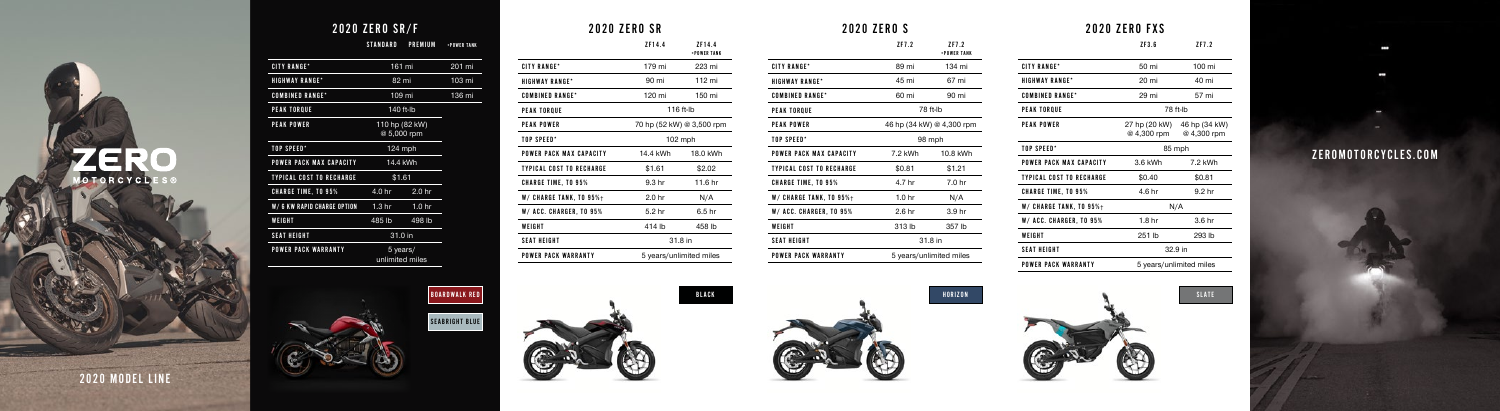# 2020 MODEL LINE

ZERO MOTORCYCLES®

## 2020 ZERO SR/F

| | STANDARD | PREMIUM | +POWER TANK |
|---|---|---|---|
| CITY RANGE* | 161 mi | | 201 mi |
| HIGHWAY RANGE* | 82 mi | | 103 mi |
| COMBINED RANGE* | 109 mi | | 136 mi |
| PEAK TORQUE | 140 ft-lb | | |
| PEAK POWER | 110 hp (82 kW) @ 5,000 rpm | | |
| TOP SPEED* | 124 mph | | |
| POWER PACK MAX CAPACITY | 14.4 kWh | | |
| TYPICAL COST TO RECHARGE | $1.61 | | |
| CHARGE TIME, TO 95% | 4.0 hr | 2.0 hr | |
| W/ 6 KW RAPID CHARGE OPTION | 1.3 hr | 1.0 hr | |
| WEIGHT | 485 lb | 498 lb | |
| SEAT HEIGHT | 31.0 in | | |
| POWER PACK WARRANTY | 5 years/ unlimited miles | | |

BOARDWALK RED

SEABRIGHT BLUE

## 2020 ZERO SR

| | ZF14.4 | ZF14.4 +POWER TANK |
|---|---|---|
| CITY RANGE* | 179 mi | 223 mi |
| HIGHWAY RANGE* | 90 mi | 112 mi |
| COMBINED RANGE* | 120 mi | 150 mi |
| PEAK TORQUE | 116 ft-lb | |
| PEAK POWER | 70 hp (52 kW) @ 3,500 rpm | |
| TOP SPEED* | 102 mph | |
| POWER PACK MAX CAPACITY | 14.4 kWh | 18.0 kWh |
| TYPICAL COST TO RECHARGE | $1.61 | $2.02 |
| CHARGE TIME, TO 95% | 9.3 hr | 11.6 hr |
| W/ CHARGE TANK, TO 95%† | 2.0 hr | N/A |
| W/ ACC. CHARGER, TO 95% | 5.2 hr | 6.5 hr |
| WEIGHT | 414 lb | 458 lb |
| SEAT HEIGHT | 31.8 in | |
| POWER PACK WARRANTY | 5 years/unlimited miles | |

BLACK

## 2020 ZERO S

| | ZF7.2 | ZF7.2 +POWER TANK |
|---|---|---|
| CITY RANGE* | 89 mi | 134 mi |
| HIGHWAY RANGE* | 45 mi | 67 mi |
| COMBINED RANGE* | 60 mi | 90 mi |
| PEAK TORQUE | 78 ft-lb | |
| PEAK POWER | 46 hp (34 kW) @ 4,300 rpm | |
| TOP SPEED* | 98 mph | |
| POWER PACK MAX CAPACITY | 7.2 kWh | 10.8 kWh |
| TYPICAL COST TO RECHARGE | $0.81 | $1.21 |
| CHARGE TIME, TO 95% | 4.7 hr | 7.0 hr |
| W/ CHARGE TANK, TO 95%† | 1.0 hr | N/A |
| W/ ACC. CHARGER, TO 95% | 2.6 hr | 3.9 hr |
| WEIGHT | 313 lb | 357 lb |
| SEAT HEIGHT | 31.8 in | |
| POWER PACK WARRANTY | 5 years/unlimited miles | |

HORIZON

## 2020 ZERO FXS

| | ZF3.6 | ZF7.2 |
|---|---|---|
| CITY RANGE* | 50 mi | 100 mi |
| HIGHWAY RANGE* | 20 mi | 40 mi |
| COMBINED RANGE* | 29 mi | 57 mi |
| PEAK TORQUE | 78 ft-lb | |
| PEAK POWER | 27 hp (20 kW) @ 4,300 rpm | 46 hp (34 kW) @ 4,300 rpm |
| TOP SPEED* | 85 mph | |
| POWER PACK MAX CAPACITY | 3.6 kWh | 7.2 kWh |
| TYPICAL COST TO RECHARGE | $0.40 | $0.81 |
| CHARGE TIME, TO 95% | 4.6 hr | 9.2 hr |
| W/ CHARGE TANK, TO 95%† | N/A | |
| W/ ACC. CHARGER, TO 95% | 1.8 hr | 3.6 hr |
| WEIGHT | 251 lb | 293 lb |
| SEAT HEIGHT | 32.9 in | |
| POWER PACK WARRANTY | 5 years/unlimited miles | |

SLATE

ZEROMOTORCYCLES.COM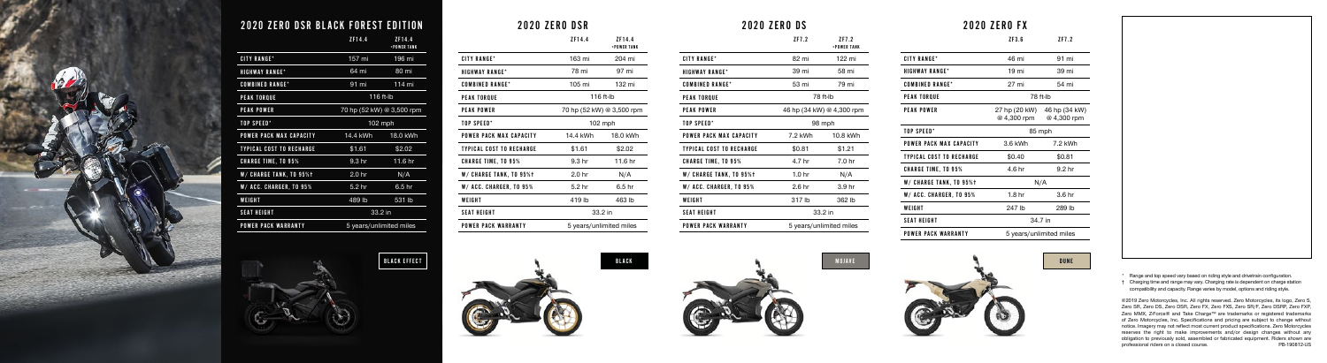## 2020 ZERO DSR BLACK FOREST EDITION

| | ZF14.4 | ZF14.4 +POWER TANK |
|---|---|---|
| CITY RANGE* | 157 mi | 196 mi |
| HIGHWAY RANGE* | 64 mi | 80 mi |
| COMBINED RANGE* | 91 mi | 114 mi |
| PEAK TORQUE | 116 ft-lb | |
| PEAK POWER | 70 hp (52 kW) @ 3,500 rpm | |
| TOP SPEED* | 102 mph | |
| POWER PACK MAX CAPACITY | 14.4 kWh | 18.0 kWh |
| TYPICAL COST TO RECHARGE | $1.61 | $2.02 |
| CHARGE TIME, TO 95% | 9.3 hr | 11.6 hr |
| W/ CHARGE TANK, TO 95%† | 2.0 hr | N/A |
| W/ ACC. CHARGER, TO 95% | 5.2 hr | 6.5 hr |
| WEIGHT | 489 lb | 531 lb |
| SEAT HEIGHT | 33.2 in | |
| POWER PACK WARRANTY | 5 years/unlimited miles | |

BLACK EFFECT

## 2020 ZERO DSR

| | ZF14.4 | ZF14.4 +POWER TANK |
|---|---|---|
| CITY RANGE* | 163 mi | 204 mi |
| HIGHWAY RANGE* | 78 mi | 97 mi |
| COMBINED RANGE* | 105 mi | 132 mi |
| PEAK TORQUE | 116 ft-lb | |
| PEAK POWER | 70 hp (52 kW) @ 3,500 rpm | |
| TOP SPEED* | 102 mph | |
| POWER PACK MAX CAPACITY | 14.4 kWh | 18.0 kWh |
| TYPICAL COST TO RECHARGE | $1.61 | $2.02 |
| CHARGE TIME, TO 95% | 9.3 hr | 11.6 hr |
| W/ CHARGE TANK, TO 95%† | 2.0 hr | N/A |
| W/ ACC. CHARGER, TO 95% | 5.2 hr | 6.5 hr |
| WEIGHT | 419 lb | 463 lb |
| SEAT HEIGHT | 33.2 in | |
| POWER PACK WARRANTY | 5 years/unlimited miles | |

BLACK

## 2020 ZERO DS

| | ZF7.2 | ZF7.2 +POWER TANK |
|---|---|---|
| CITY RANGE* | 82 mi | 122 mi |
| HIGHWAY RANGE* | 39 mi | 58 mi |
| COMBINED RANGE* | 53 mi | 79 mi |
| PEAK TORQUE | 78 ft-lb | |
| PEAK POWER | 46 hp (34 kW) @ 4,300 rpm | |
| TOP SPEED* | 98 mph | |
| POWER PACK MAX CAPACITY | 7.2 kWh | 10.8 kWh |
| TYPICAL COST TO RECHARGE | $0.81 | $1.21 |
| CHARGE TIME, TO 95% | 4.7 hr | 7.0 hr |
| W/ CHARGE TANK, TO 95%† | 1.0 hr | N/A |
| W/ ACC. CHARGER, TO 95% | 2.6 hr | 3.9 hr |
| WEIGHT | 317 lb | 362 lb |
| SEAT HEIGHT | 33.2 in | |
| POWER PACK WARRANTY | 5 years/unlimited miles | |

MOJAVE

## 2020 ZERO FX

| | ZF3.6 | ZF7.2 |
|---|---|---|
| CITY RANGE* | 46 mi | 91 mi |
| HIGHWAY RANGE* | 19 mi | 39 mi |
| COMBINED RANGE* | 27 mi | 54 mi |
| PEAK TORQUE | 78 ft-lb | |
| PEAK POWER | 27 hp (20 kW) @ 4,300 rpm | 46 hp (34 kW) @ 4,300 rpm |
| TOP SPEED* | 85 mph | |
| POWER PACK MAX CAPACITY | 3.6 kWh | 7.2 kWh |
| TYPICAL COST TO RECHARGE | $0.40 | $0.81 |
| CHARGE TIME, TO 95% | 4.6 hr | 9.2 hr |
| W/ CHARGE TANK, TO 95%† | N/A | |
| W/ ACC. CHARGER, TO 95% | 1.8 hr | 3.6 hr |
| WEIGHT | 247 lb | 289 lb |
| SEAT HEIGHT | 34.7 in | |
| POWER PACK WARRANTY | 5 years/unlimited miles | |

DUNE

\* Range and top speed vary based on riding style and drivetrain configuration.
† Charging time and range may vary. Charging rate is dependent on charge station compatibility and capacity. Range varies by model, options and riding style.

©2019 Zero Motorcycles, Inc. All rights reserved. Zero Motorcycles, its logo, Zero S, Zero SR, Zero DS, Zero DSR, Zero FX, Zero FXS, Zero SR/F, Zero DSRP, Zero FXP, Zero MMX, Z-Force® and Take Charge™ are trademarks or registered trademarks of Zero Motorcycles, Inc. Specifications and pricing are subject to change without notice. Imagery may not reflect most current product specifications. Zero Motorcycles reserves the right to make improvements and/or design changes without any obligation to previously sold, assembled or fabricated equipment. Riders shown are professional riders on a closed course. PB-190812-US